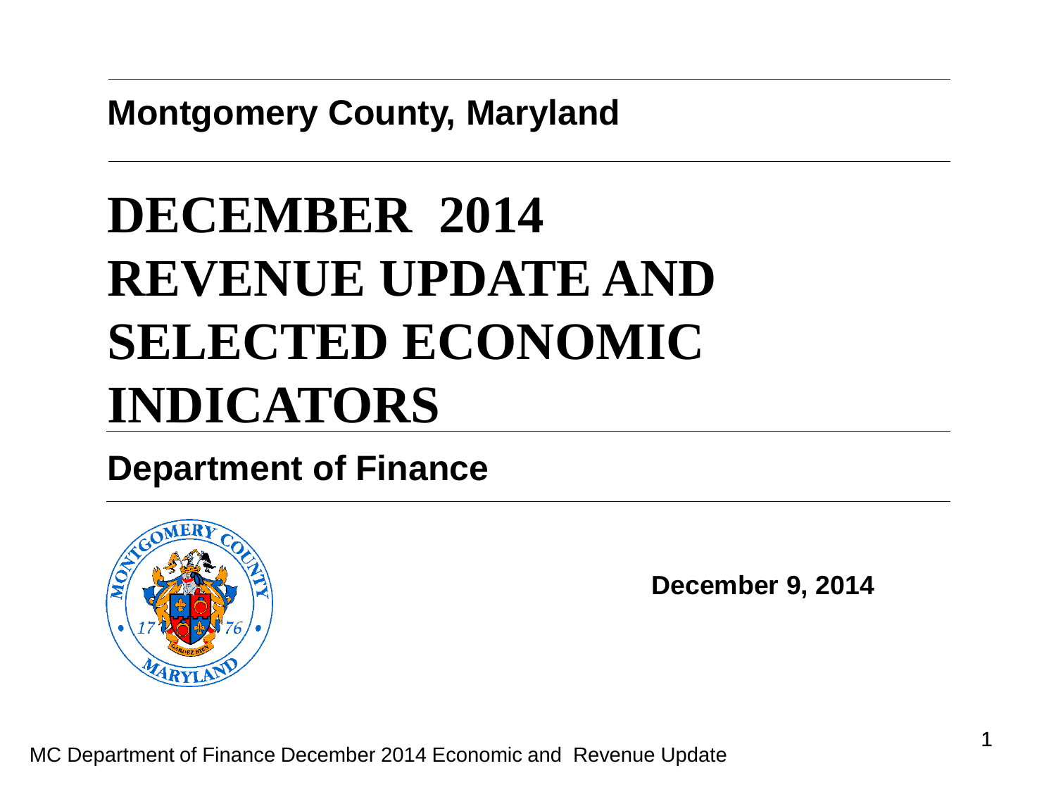**Montgomery County, Maryland**

# DECEMBER 2014 REVENUE UPDATE AND SELECTED ECONOMIC INDICATORS

**Department of Finance**

**December 9, 2014**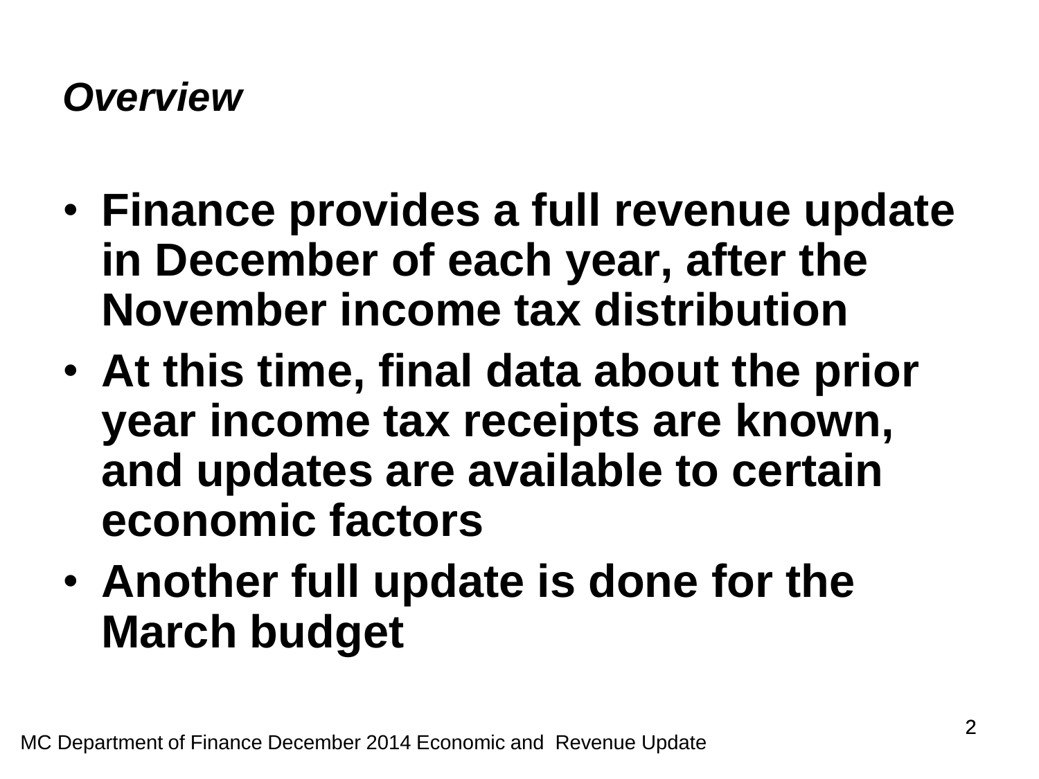## *Overview*

- **Finance provides a full revenue update in December of each year, after the November income tax distribution**
- **At this time, final data about the prior year income tax receipts are known, and updates are available to certain economic factors**
- **Another full update is done for the March budget**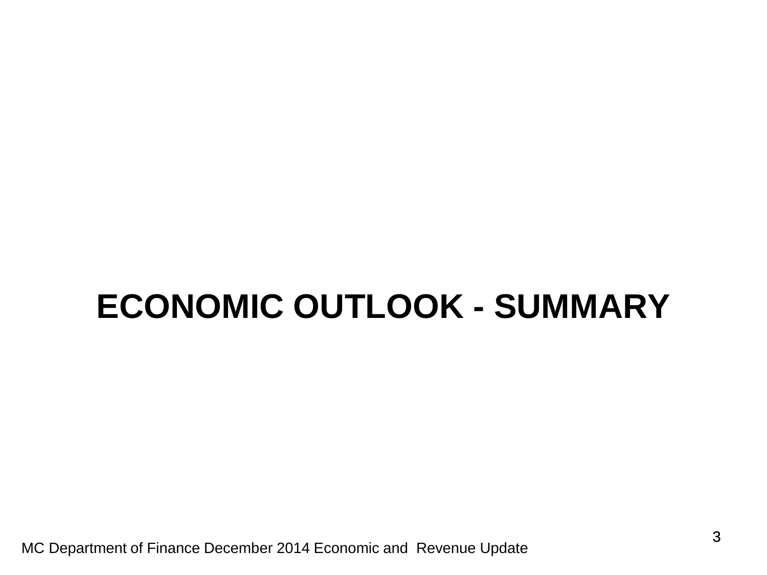# ECONOMIC OUTLOOK - SUMMARY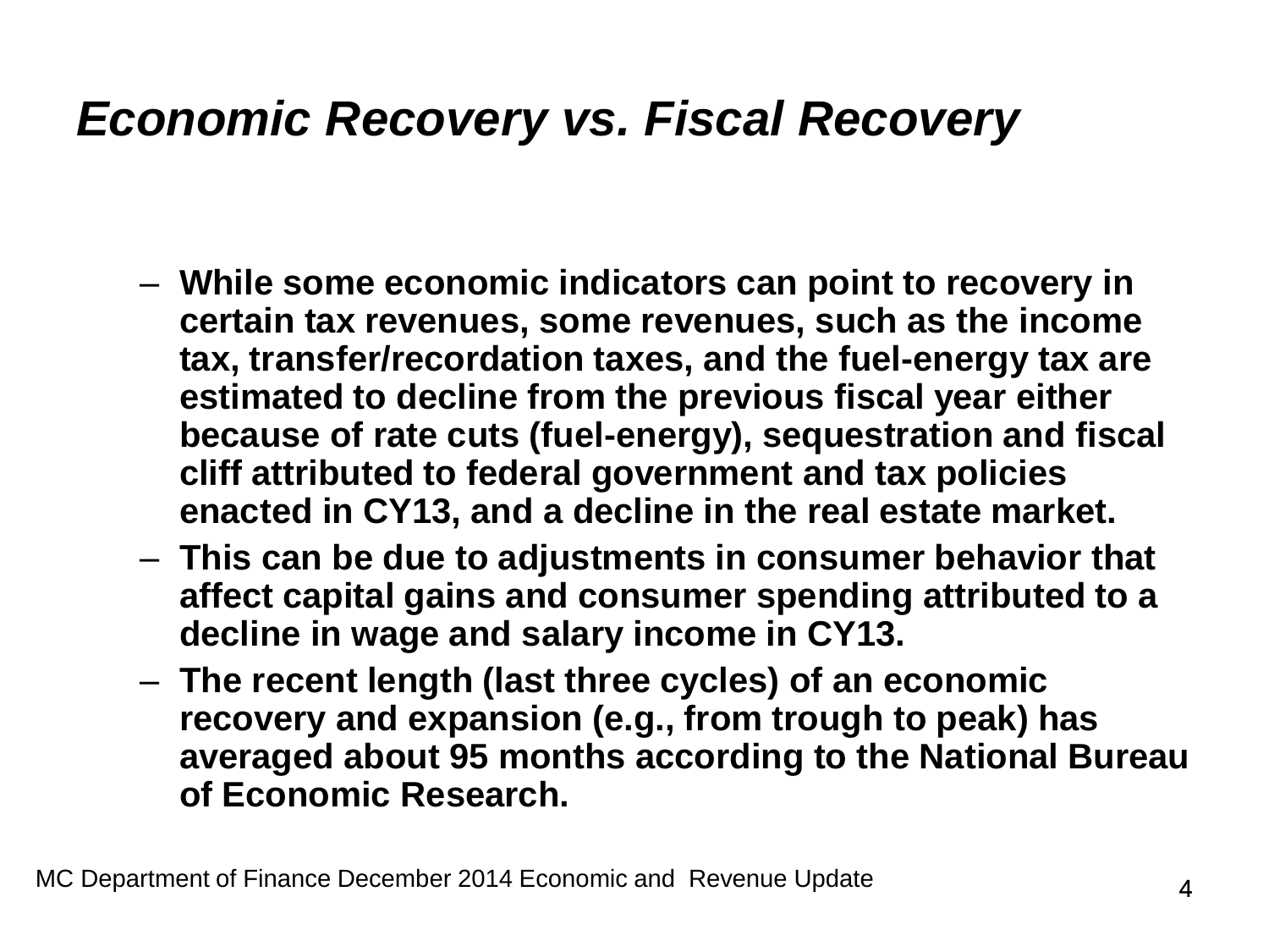# *Economic Recovery vs. Fiscal Recovery*

- **While some economic indicators can point to recovery in certain tax revenues, some revenues, such as the income tax, transfer/recordation taxes, and the fuel-energy tax are estimated to decline from the previous fiscal year either because of rate cuts (fuel-energy), sequestration and fiscal cliff attributed to federal government and tax policies enacted in CY13, and a decline in the real estate market.**
- **This can be due to adjustments in consumer behavior that affect capital gains and consumer spending attributed to a decline in wage and salary income in CY13.**
- **The recent length (last three cycles) of an economic recovery and expansion (e.g., from trough to peak) has averaged about 95 months according to the National Bureau of Economic Research.**

MC Department of Finance December 2014 Economic and Revenue Update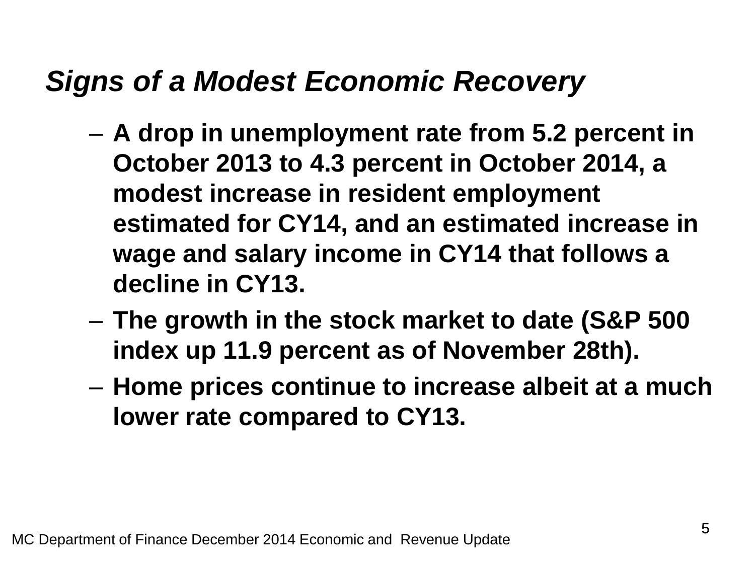## *Signs of a Modest Economic Recovery*

- **A drop in unemployment rate from 5.2 percent in October 2013 to 4.3 percent in October 2014, a modest increase in resident employment estimated for CY14, and an estimated increase in wage and salary income in CY14 that follows a decline in CY13.**
- **The growth in the stock market to date (S&P 500 index up 11.9 percent as of November 28th).**
- **Home prices continue to increase albeit at a much lower rate compared to CY13.**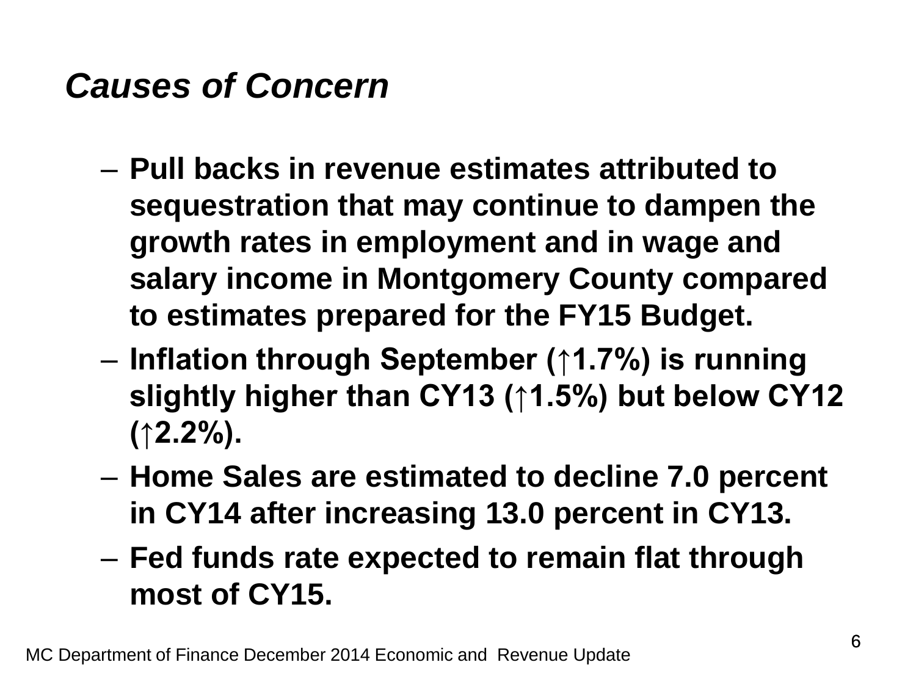## *Causes of Concern*

- Pull backs in revenue estimates attributed to sequestration that may continue to dampen the growth rates in employment and in wage and salary income in Montgomery County compared to estimates prepared for the FY15 Budget.
- Inflation through September (↑1.7%) is running slightly higher than CY13 (↑1.5%) but below CY12 (↑2.2%).
- Home Sales are estimated to decline 7.0 percent in CY14 after increasing 13.0 percent in CY13.
- Fed funds rate expected to remain flat through most of CY15.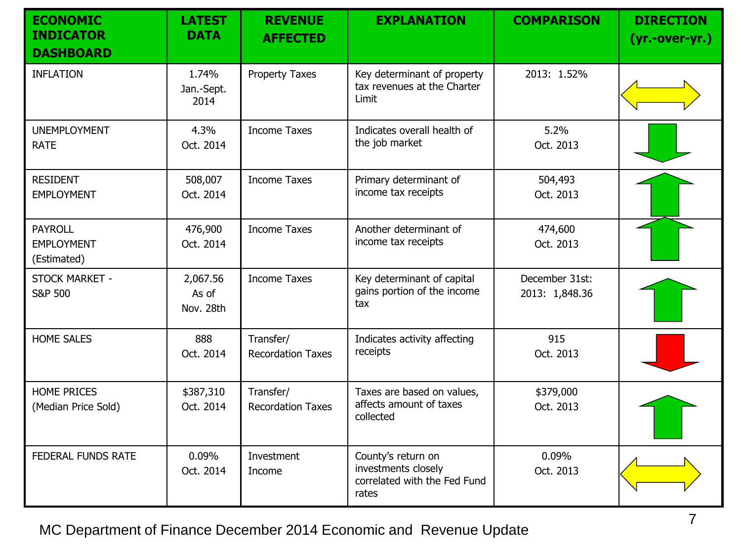| ECONOMIC INDICATOR DASHBOARD | LATEST DATA | REVENUE AFFECTED | EXPLANATION | COMPARISON | DIRECTION (yr.-over-yr.) |
|---|---|---|---|---|---|
| INFLATION | 1.74% Jan.-Sept. 2014 | Property Taxes | Key determinant of property tax revenues at the Charter Limit | 2013: 1.52% | ⟷ |
| UNEMPLOYMENT RATE | 4.3% Oct. 2014 | Income Taxes | Indicates overall health of the job market | 5.2% Oct. 2013 | ↓ |
| RESIDENT EMPLOYMENT | 508,007 Oct. 2014 | Income Taxes | Primary determinant of income tax receipts | 504,493 Oct. 2013 | ↑ |
| PAYROLL EMPLOYMENT (Estimated) | 476,900 Oct. 2014 | Income Taxes | Another determinant of income tax receipts | 474,600 Oct. 2013 | ↑ |
| STOCK MARKET - S&P 500 | 2,067.56 As of Nov. 28th | Income Taxes | Key determinant of capital gains portion of the income tax | December 31st: 2013: 1,848.36 | ↑ |
| HOME SALES | 888 Oct. 2014 | Transfer/ Recordation Taxes | Indicates activity affecting receipts | 915 Oct. 2013 | ↓ |
| HOME PRICES (Median Price Sold) | $387,310 Oct. 2014 | Transfer/ Recordation Taxes | Taxes are based on values, affects amount of taxes collected | $379,000 Oct. 2013 | ↑ |
| FEDERAL FUNDS RATE | 0.09% Oct. 2014 | Investment Income | County's return on investments closely correlated with the Fed Fund rates | 0.09% Oct. 2013 | ⟷ |

MC Department of Finance December 2014 Economic and Revenue Update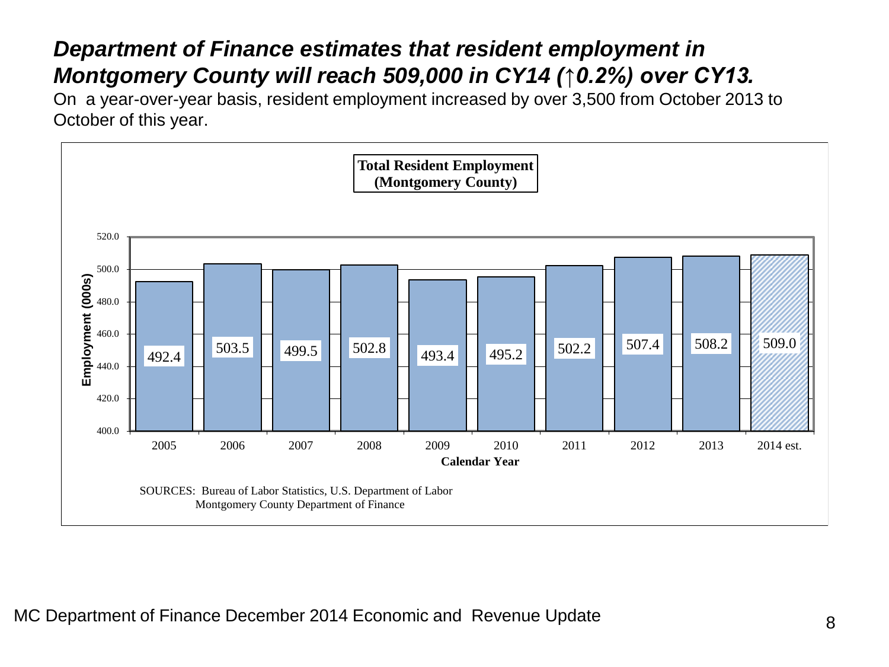## *Department of Finance estimates that resident employment in Montgomery County will reach 509,000 in CY14 (↑0.2%) over CY13.*

On a year-over-year basis, resident employment increased by over 3,500 from October 2013 to October of this year.

**Total Resident Employment (Montgomery County)**

Employment (000s)

520.0
500.0
480.0
460.0
440.0
420.0
400.0

492.4
503.5
499.5
502.8
493.4
495.2
502.2
507.4
508.2
509.0

2005
2006
2007
2008
2009
2010
2011
2012
2013
2014 est.

**Calendar Year**

SOURCES: Bureau of Labor Statistics, U.S. Department of Labor
Montgomery County Department of Finance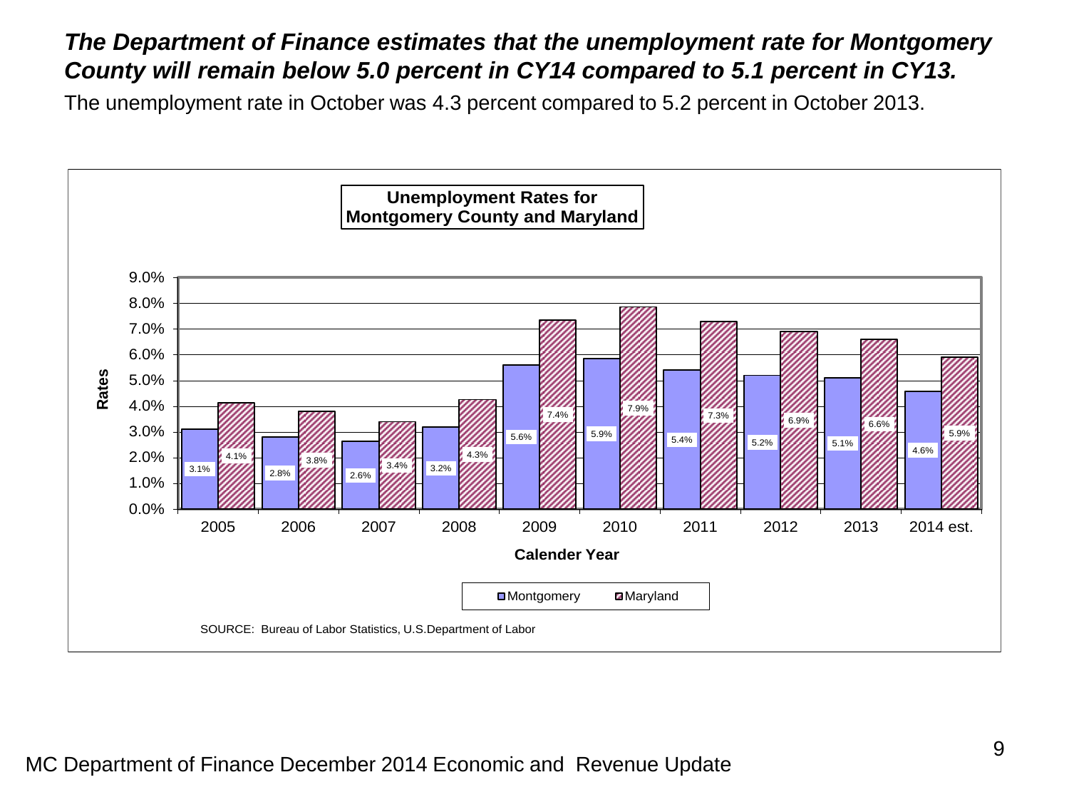***The Department of Finance estimates that the unemployment rate for Montgomery County will remain below 5.0 percent in CY14 compared to 5.1 percent in CY13.***

The unemployment rate in October was 4.3 percent compared to 5.2 percent in October 2013.

**Unemployment Rates for Montgomery County and Maryland**

Rates

9.0%
8.0%
7.0%
6.0%
5.0%
4.0%
3.0%
2.0%
1.0%
0.0%

2005: 3.1% 4.1%
2006: 2.8% 3.8%
2007: 2.6% 3.4%
2008: 3.2% 4.3%
2009: 5.6% 7.4%
2010: 5.9% 7.9%
2011: 5.4% 7.3%
2012: 5.2% 6.9%
2013: 5.1% 6.6%
2014 est.: 4.6% 5.9%

**Calender Year**

Montgomery
Maryland

SOURCE: Bureau of Labor Statistics, U.S.Department of Labor

MC Department of Finance December 2014 Economic and Revenue Update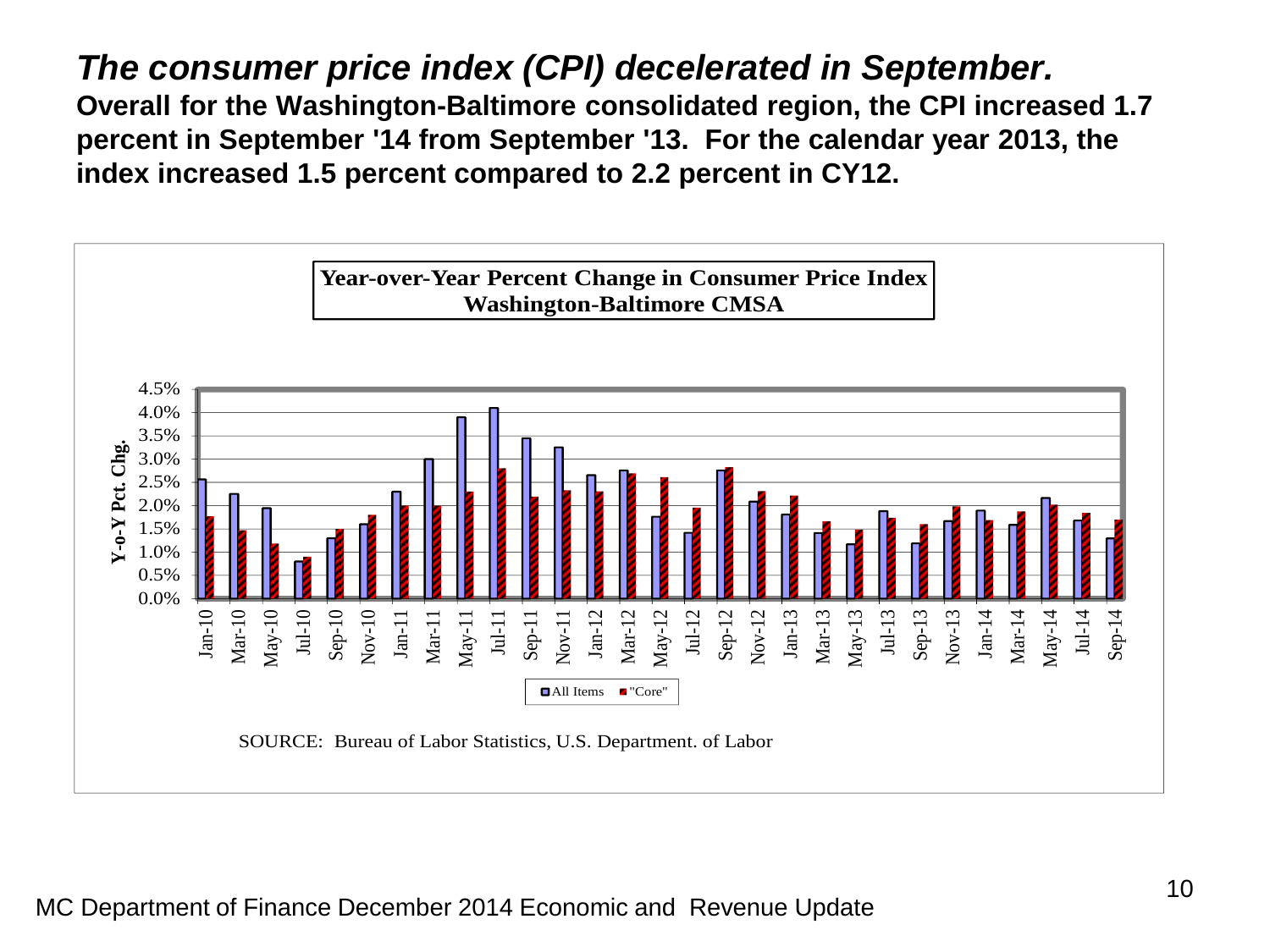# *The consumer price index (CPI) decelerated in September.*

**Overall for the Washington-Baltimore consolidated region, the CPI increased 1.7 percent in September '14 from September '13. For the calendar year 2013, the index increased 1.5 percent compared to 2.2 percent in CY12.**

**Year-over-Year Percent Change in Consumer Price Index**
**Washington-Baltimore CMSA**

Y-o-Y Pct. Chg.

4.5%
4.0%
3.5%
3.0%
2.5%
2.0%
1.5%
1.0%
0.5%
0.0%

Jan-10, Mar-10, May-10, Jul-10, Sep-10, Nov-10, Jan-11, Mar-11, May-11, Jul-11, Sep-11, Nov-11, Jan-12, Mar-12, May-12, Jul-12, Sep-12, Nov-12, Jan-13, Mar-13, May-13, Jul-13, Sep-13, Nov-13, Jan-14, Mar-14, May-14, Jul-14, Sep-14

All Items "Core"

SOURCE: Bureau of Labor Statistics, U.S. Department. of Labor

MC Department of Finance December 2014 Economic and Revenue Update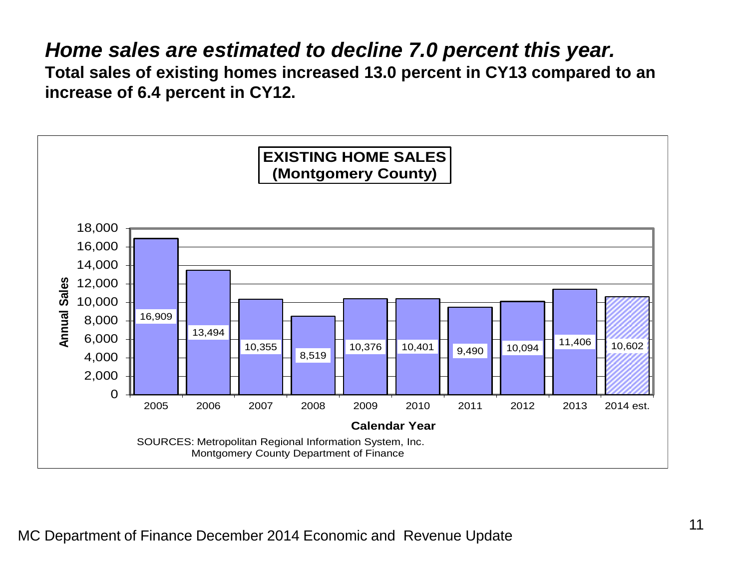# *Home sales are estimated to decline 7.0 percent this year.*

**Total sales of existing homes increased 13.0 percent in CY13 compared to an increase of 6.4 percent in CY12.**

**EXISTING HOME SALES (Montgomery County)**

Annual Sales

18,000
16,000
14,000
12,000
10,000
8,000
6,000
4,000
2,000
0

2005: 16,909
2006: 13,494
2007: 10,355
2008: 8,519
2009: 10,376
2010: 10,401
2011: 9,490
2012: 10,094
2013: 11,406
2014 est.: 10,602

Calendar Year

SOURCES: Metropolitan Regional Information System, Inc.
Montgomery County Department of Finance

MC Department of Finance December 2014 Economic and Revenue Update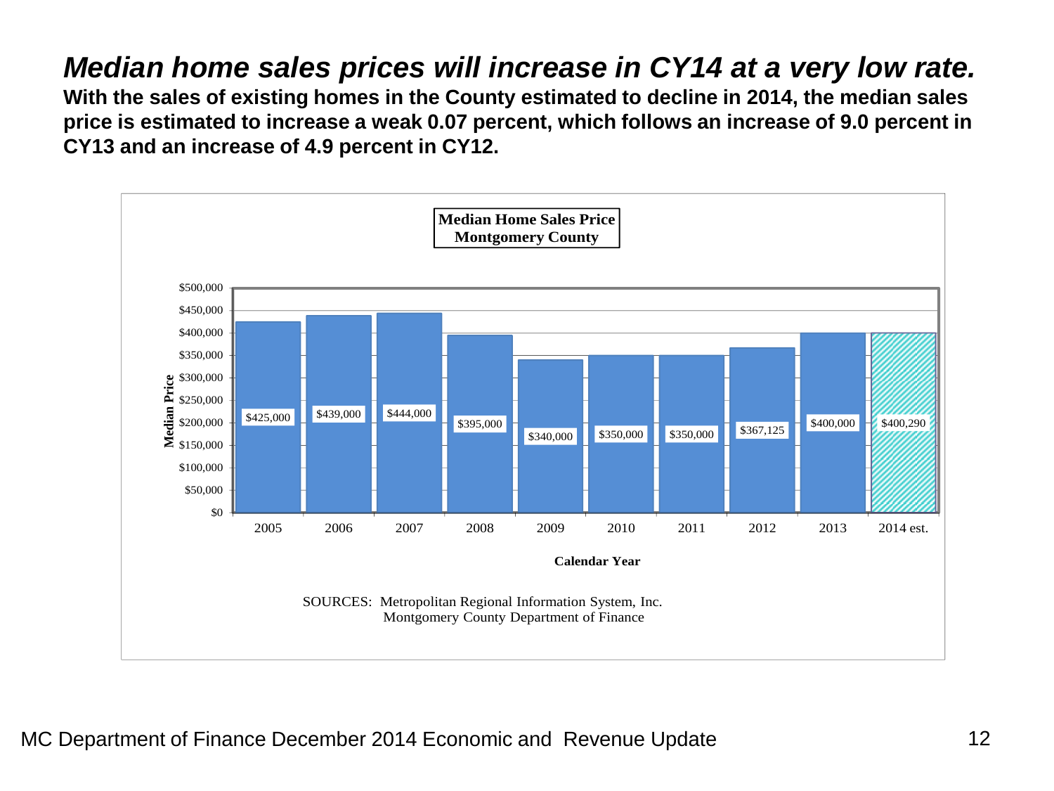# *Median home sales prices will increase in CY14 at a very low rate.*

**With the sales of existing homes in the County estimated to decline in 2014, the median sales price is estimated to increase a weak 0.07 percent, which follows an increase of 9.0 percent in CY13 and an increase of 4.9 percent in CY12.**

**Median Home Sales Price**
**Montgomery County**

Median Price

$500,000
$450,000
$400,000
$350,000
$300,000
$250,000
$200,000
$150,000
$100,000
$50,000
$0

$425,000
$439,000
$444,000
$395,000
$340,000
$350,000
$350,000
$367,125
$400,000
$400,290

2005
2006
2007
2008
2009
2010
2011
2012
2013
2014 est.

**Calendar Year**

SOURCES: Metropolitan Regional Information System, Inc.
Montgomery County Department of Finance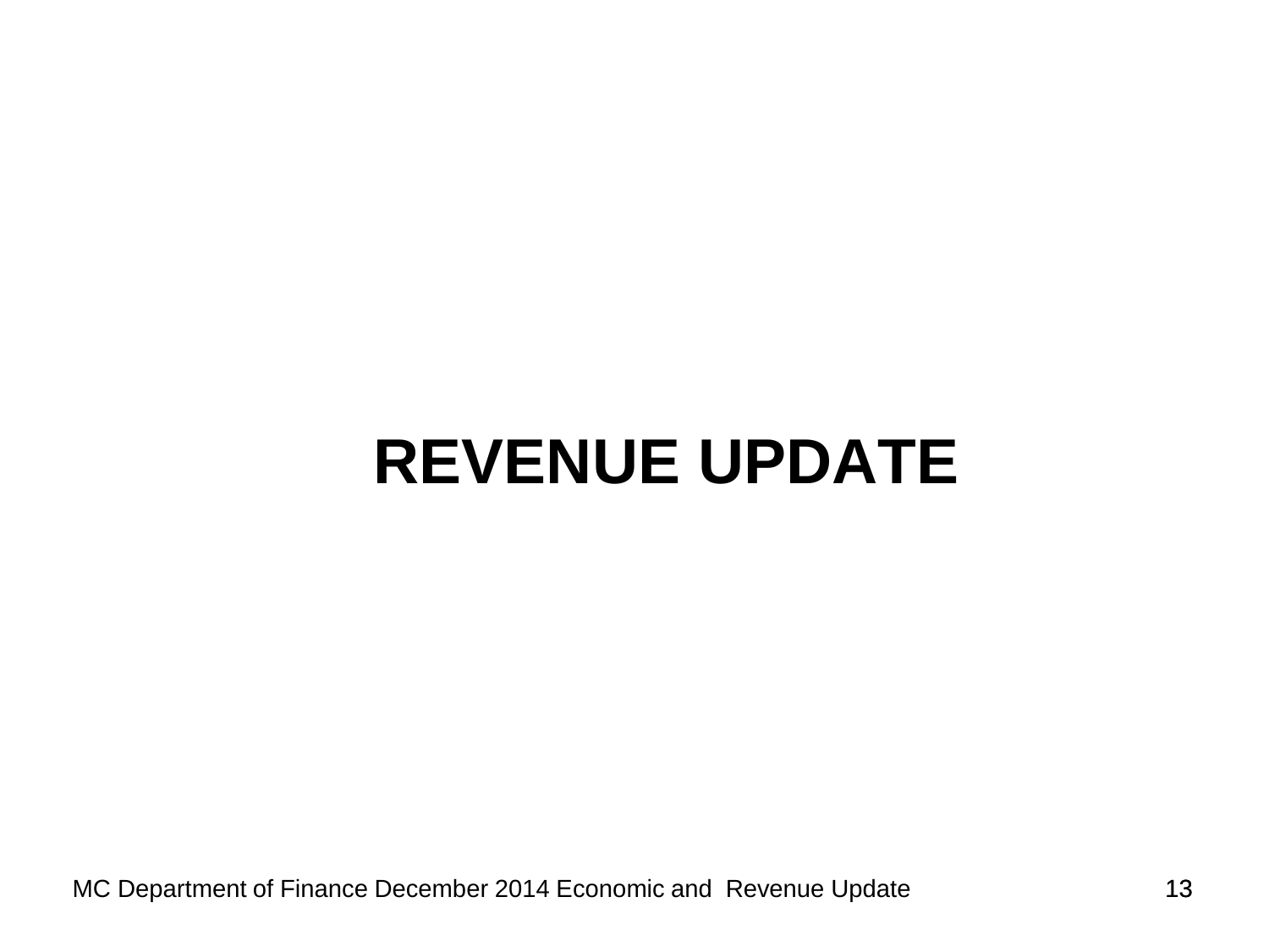# REVENUE UPDATE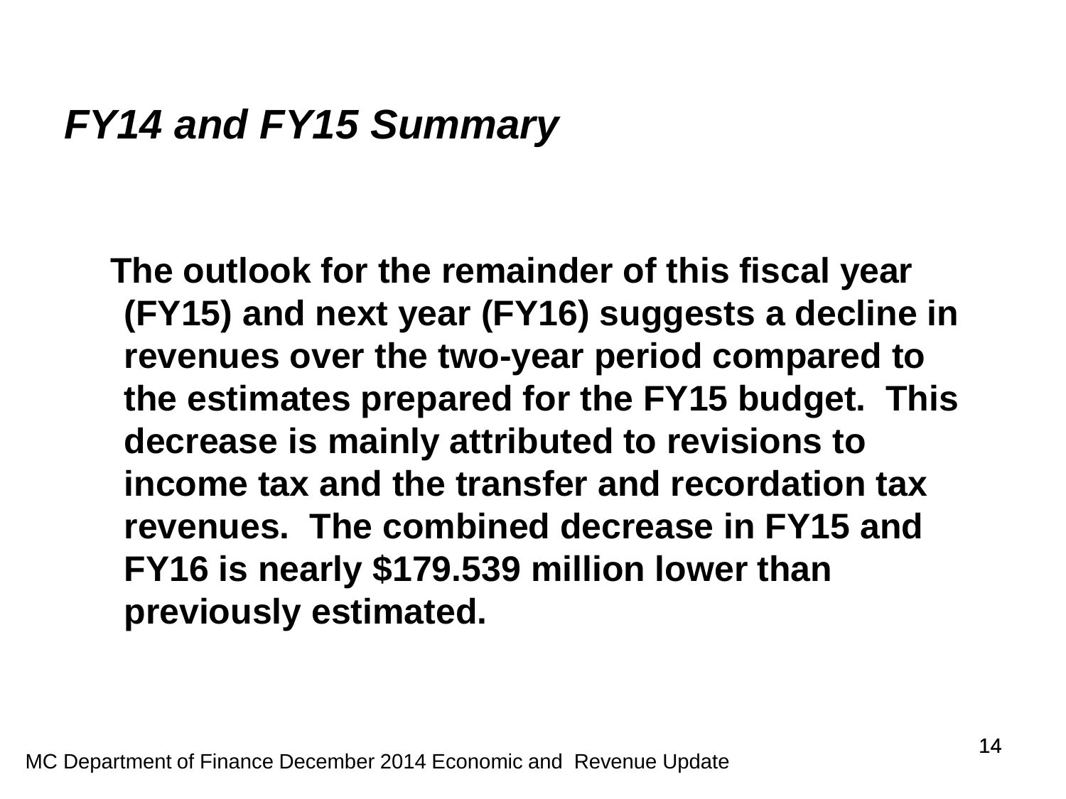## *FY14 and FY15 Summary*

**The outlook for the remainder of this fiscal year (FY15) and next year (FY16) suggests a decline in revenues over the two-year period compared to the estimates prepared for the FY15 budget. This decrease is mainly attributed to revisions to income tax and the transfer and recordation tax revenues. The combined decrease in FY15 and FY16 is nearly $179.539 million lower than previously estimated.**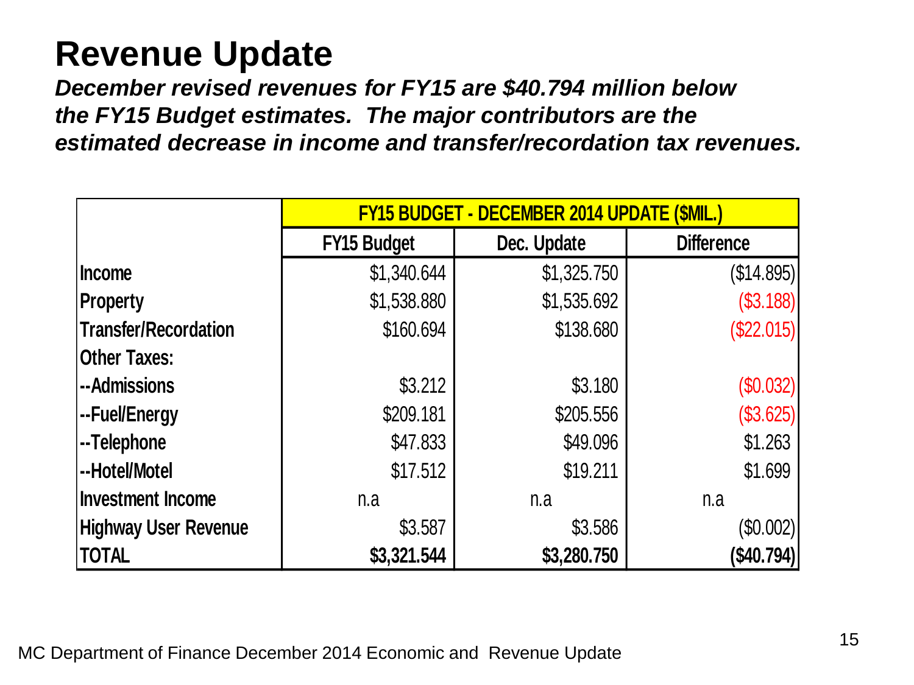# Revenue Update

***December revised revenues for FY15 are $40.794 million below the FY15 Budget estimates. The major contributors are the estimated decrease in income and transfer/recordation tax revenues.***

| | FY15 BUDGET - DECEMBER 2014 UPDATE ($MIL.) | | |
|---|---|---|---|
| | FY15 Budget | Dec. Update | Difference |
| Income | $1,340.644 | $1,325.750 | ($14.895) |
| Property | $1,538.880 | $1,535.692 | ($3.188) |
| Transfer/Recordation | $160.694 | $138.680 | ($22.015) |
| Other Taxes: | | | |
| --Admissions | $3.212 | $3.180 | ($0.032) |
| --Fuel/Energy | $209.181 | $205.556 | ($3.625) |
| --Telephone | $47.833 | $49.096 | $1.263 |
| --Hotel/Motel | $17.512 | $19.211 | $1.699 |
| Investment Income | n.a | n.a | n.a |
| Highway User Revenue | $3.587 | $3.586 | ($0.002) |
| **TOTAL** | **$3,321.544** | **$3,280.750** | **($40.794)** |

MC Department of Finance December 2014 Economic and Revenue Update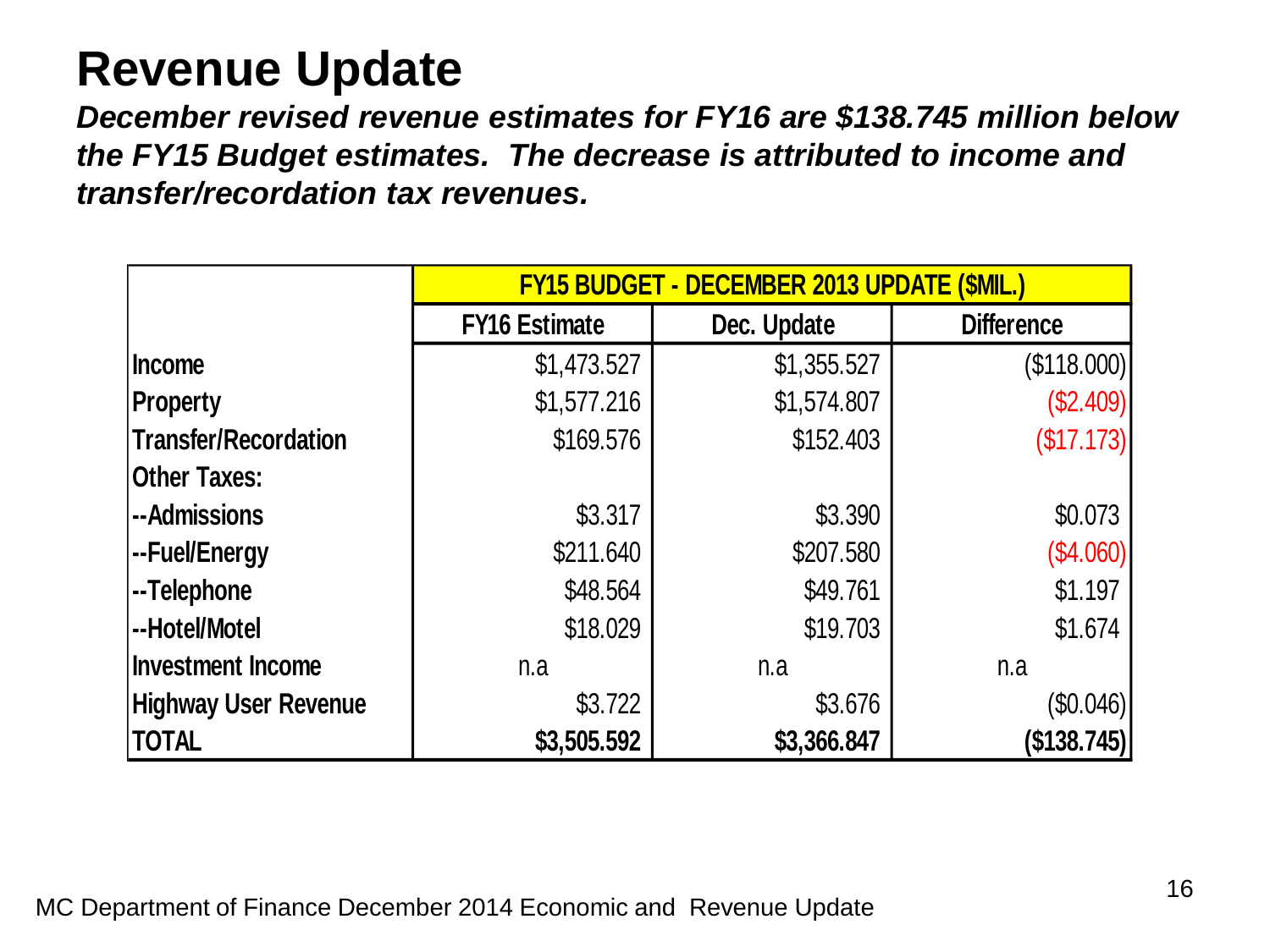# Revenue Update

***December revised revenue estimates for FY16 are $138.745 million below the FY15 Budget estimates. The decrease is attributed to income and transfer/recordation tax revenues.***

| | FY15 BUDGET - DECEMBER 2013 UPDATE ($MIL.) | | |
|---|---|---|---|
| | FY16 Estimate | Dec. Update | Difference |
| Income | $1,473.527 | $1,355.527 | ($118.000) |
| Property | $1,577.216 | $1,574.807 | ($2.409) |
| Transfer/Recordation | $169.576 | $152.403 | ($17.173) |
| Other Taxes: | | | |
| --Admissions | $3.317 | $3.390 | $0.073 |
| --Fuel/Energy | $211.640 | $207.580 | ($4.060) |
| --Telephone | $48.564 | $49.761 | $1.197 |
| --Hotel/Motel | $18.029 | $19.703 | $1.674 |
| Investment Income | n.a | n.a | n.a |
| Highway User Revenue | $3.722 | $3.676 | ($0.046) |
| **TOTAL** | **$3,505.592** | **$3,366.847** | **($138.745)** |

MC Department of Finance December 2014 Economic and Revenue Update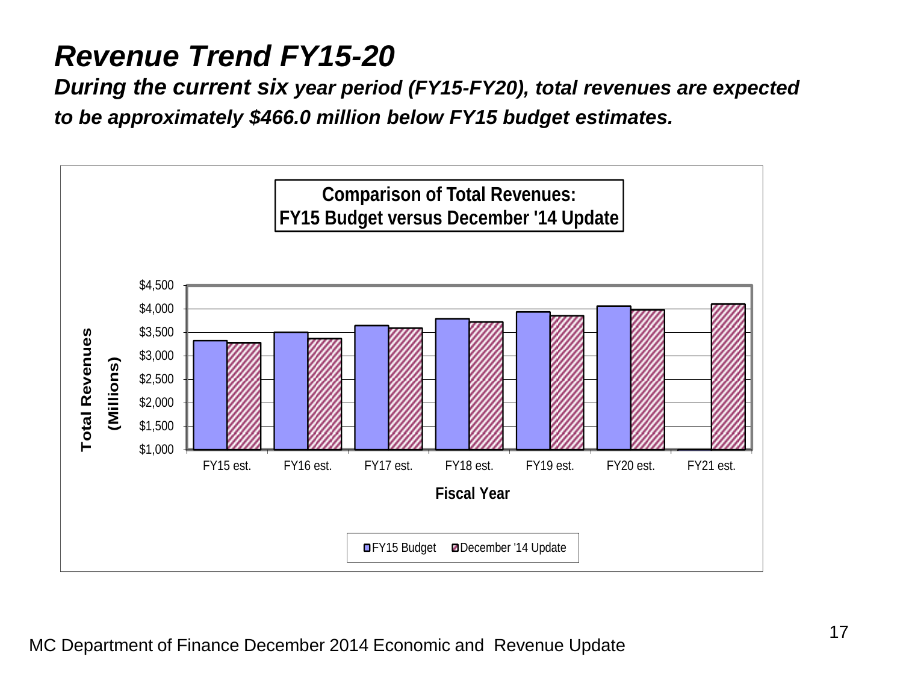# Revenue Trend FY15-20

***During the current six year period (FY15-FY20), total revenues are expected to be approximately $466.0 million below FY15 budget estimates.***

**Comparison of Total Revenues: FY15 Budget versus December '14 Update**

Total Revenues (Millions)

$4,500
$4,000
$3,500
$3,000
$2,500
$2,000
$1,500
$1,000

FY15 est.
FY16 est.
FY17 est.
FY18 est.
FY19 est.
FY20 est.
FY21 est.

Fiscal Year

FY15 Budget
December '14 Update

MC Department of Finance December 2014 Economic and Revenue Update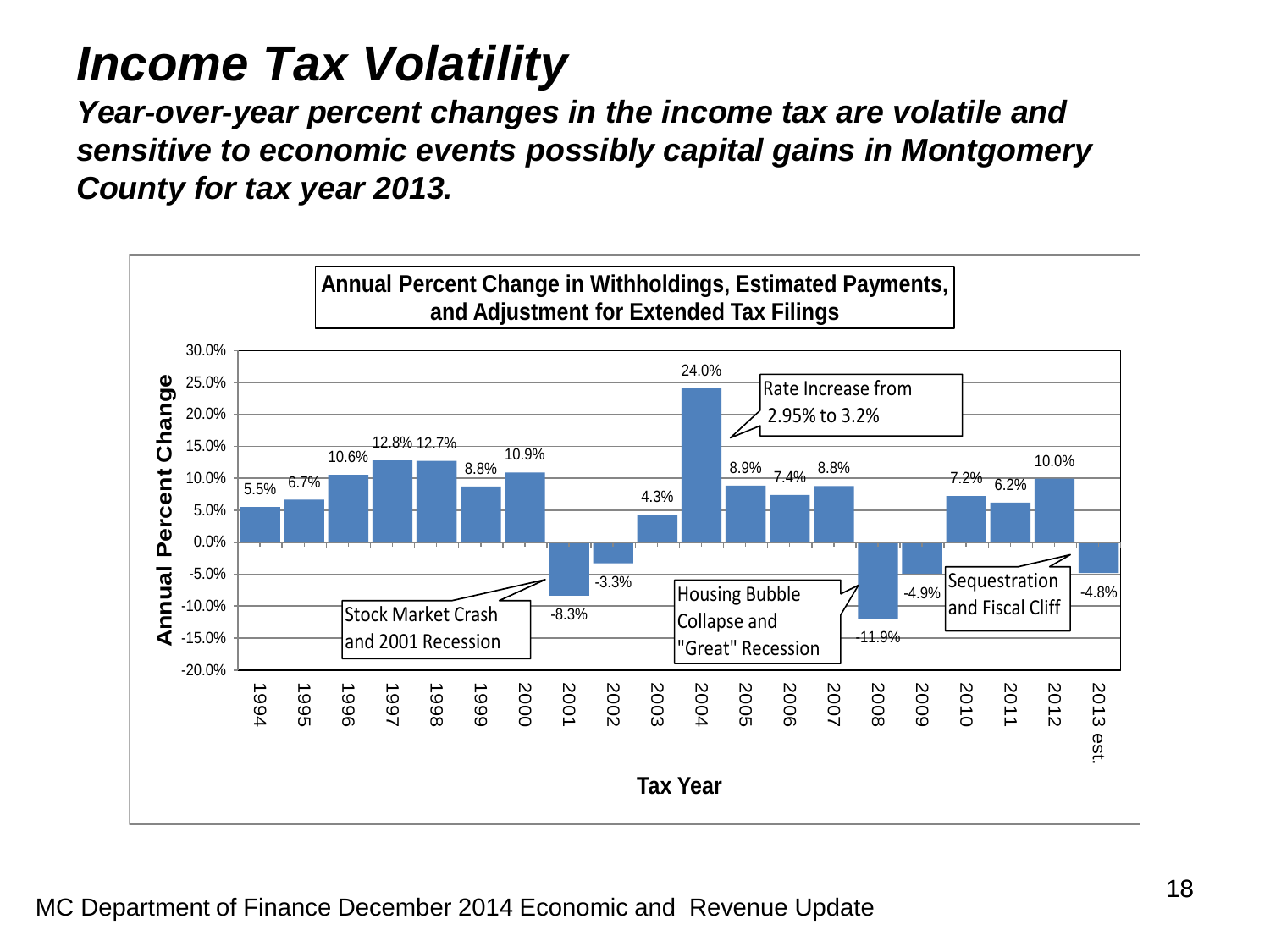# Income Tax Volatility

***Year-over-year percent changes in the income tax are volatile and sensitive to economic events possibly capital gains in Montgomery County for tax year 2013.***

**Annual Percent Change in Withholdings, Estimated Payments, and Adjustment for Extended Tax Filings**

Annual Percent Change

30.0%
25.0%
20.0%
15.0%
10.0%
5.0%
0.0%
-5.0%
-10.0%
-15.0%
-20.0%

1994 5.5%
1995 6.7%
1996 10.6%
1997 12.8%
1998 12.7%
1999 8.8%
2000 10.9%
2001 -8.3%
2002 -3.3%
2003 4.3%
2004 24.0%
2005 8.9%
2006 7.4%
2007 8.8%
2008 -11.9%
2009 -4.9%
2010 7.2%
2011 6.2%
2012 10.0%
2013 est. -4.8%

Tax Year

Stock Market Crash and 2001 Recession

Rate Increase from 2.95% to 3.2%

Housing Bubble Collapse and "Great" Recession

Sequestration and Fiscal Cliff

MC Department of Finance December 2014 Economic and Revenue Update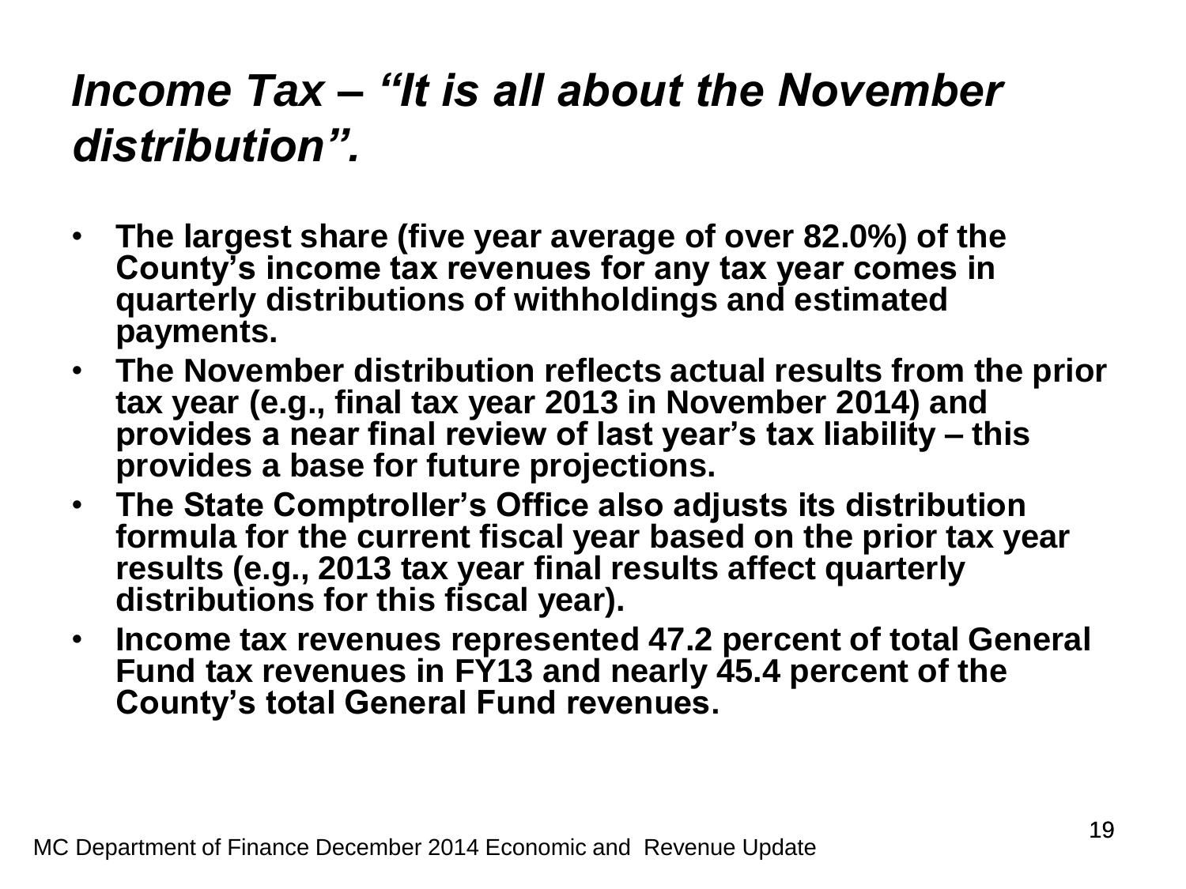# *Income Tax – "It is all about the November distribution".*

- **The largest share (five year average of over 82.0%) of the County's income tax revenues for any tax year comes in quarterly distributions of withholdings and estimated payments.**
- **The November distribution reflects actual results from the prior tax year (e.g., final tax year 2013 in November 2014) and provides a near final review of last year's tax liability – this provides a base for future projections.**
- **The State Comptroller's Office also adjusts its distribution formula for the current fiscal year based on the prior tax year results (e.g., 2013 tax year final results affect quarterly distributions for this fiscal year).**
- **Income tax revenues represented 47.2 percent of total General Fund tax revenues in FY13 and nearly 45.4 percent of the County's total General Fund revenues.**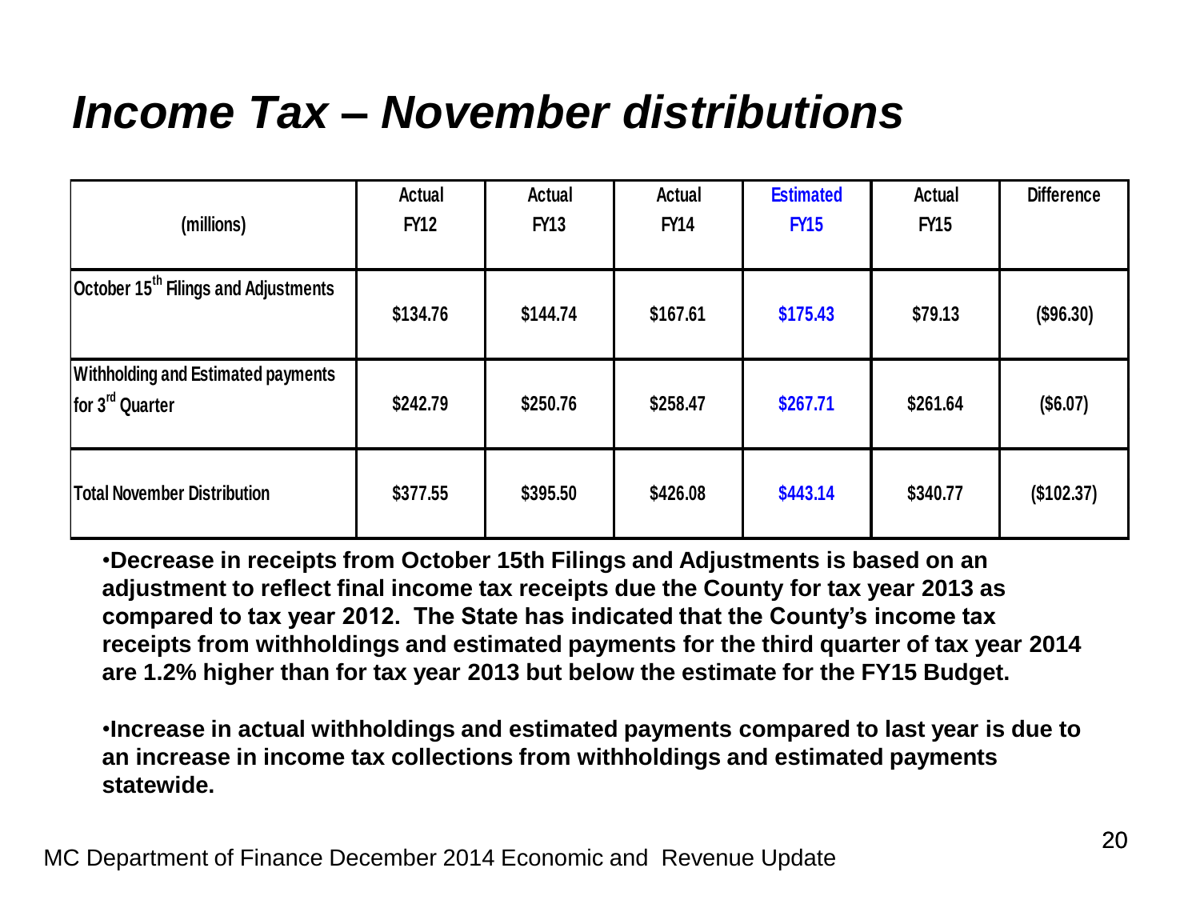# Income Tax – November distributions

| (millions) | Actual FY12 | Actual FY13 | Actual FY14 | Estimated FY15 | Actual FY15 | Difference |
|---|---|---|---|---|---|---|
| October 15th Filings and Adjustments | $134.76 | $144.74 | $167.61 | $175.43 | $79.13 | ($96.30) |
| Withholding and Estimated payments for 3rd Quarter | $242.79 | $250.76 | $258.47 | $267.71 | $261.64 | ($6.07) |
| Total November Distribution | $377.55 | $395.50 | $426.08 | $443.14 | $340.77 | ($102.37) |

- **Decrease in receipts from October 15th Filings and Adjustments is based on an adjustment to reflect final income tax receipts due the County for tax year 2013 as compared to tax year 2012. The State has indicated that the County's income tax receipts from withholdings and estimated payments for the third quarter of tax year 2014 are 1.2% higher than for tax year 2013 but below the estimate for the FY15 Budget.**

- **Increase in actual withholdings and estimated payments compared to last year is due to an increase in income tax collections from withholdings and estimated payments statewide.**

MC Department of Finance December 2014 Economic and Revenue Update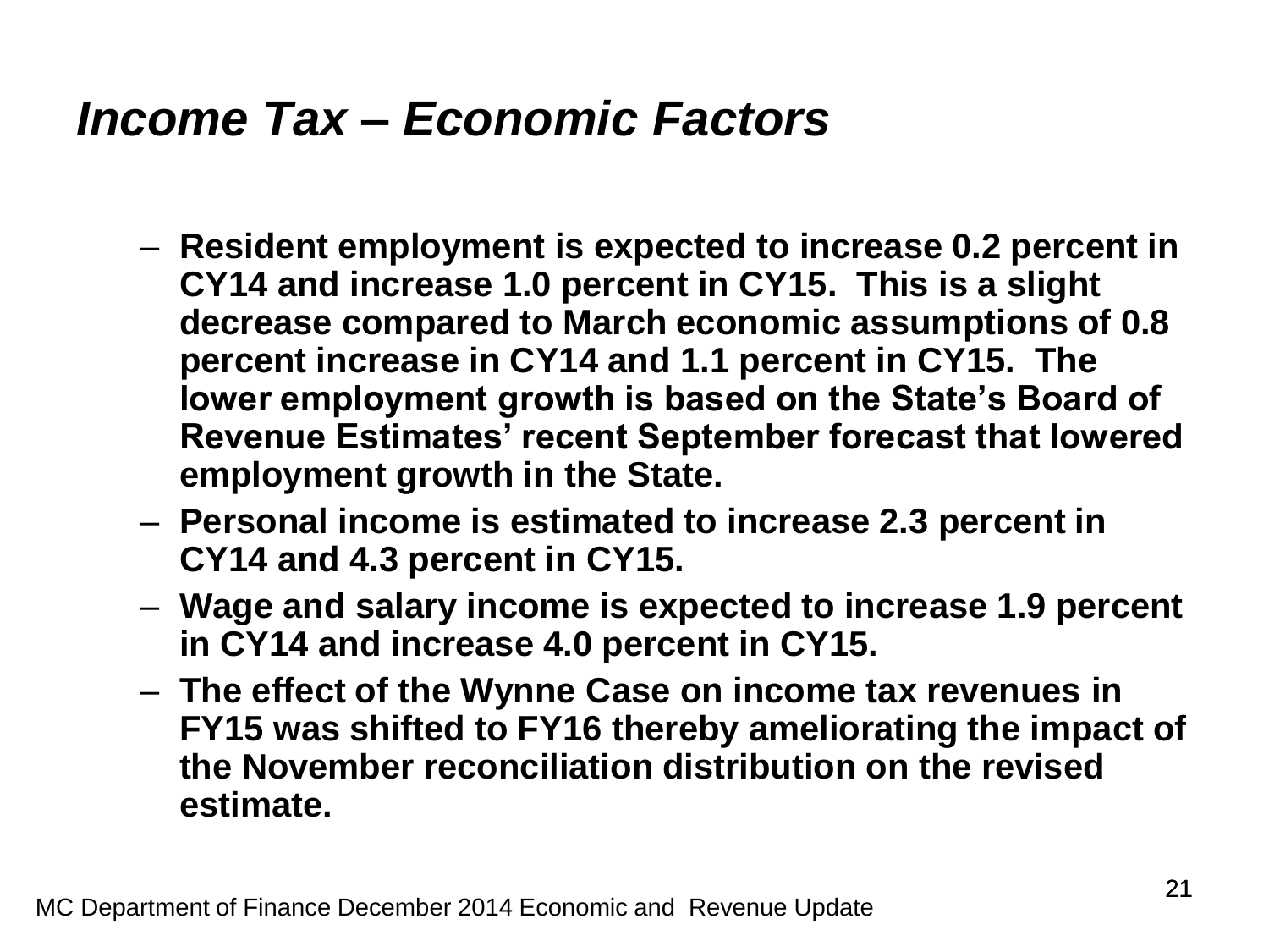# *Income Tax – Economic Factors*

- **Resident employment is expected to increase 0.2 percent in CY14 and increase 1.0 percent in CY15. This is a slight decrease compared to March economic assumptions of 0.8 percent increase in CY14 and 1.1 percent in CY15. The lower employment growth is based on the State's Board of Revenue Estimates' recent September forecast that lowered employment growth in the State.**
- **Personal income is estimated to increase 2.3 percent in CY14 and 4.3 percent in CY15.**
- **Wage and salary income is expected to increase 1.9 percent in CY14 and increase 4.0 percent in CY15.**
- **The effect of the Wynne Case on income tax revenues in FY15 was shifted to FY16 thereby ameliorating the impact of the November reconciliation distribution on the revised estimate.**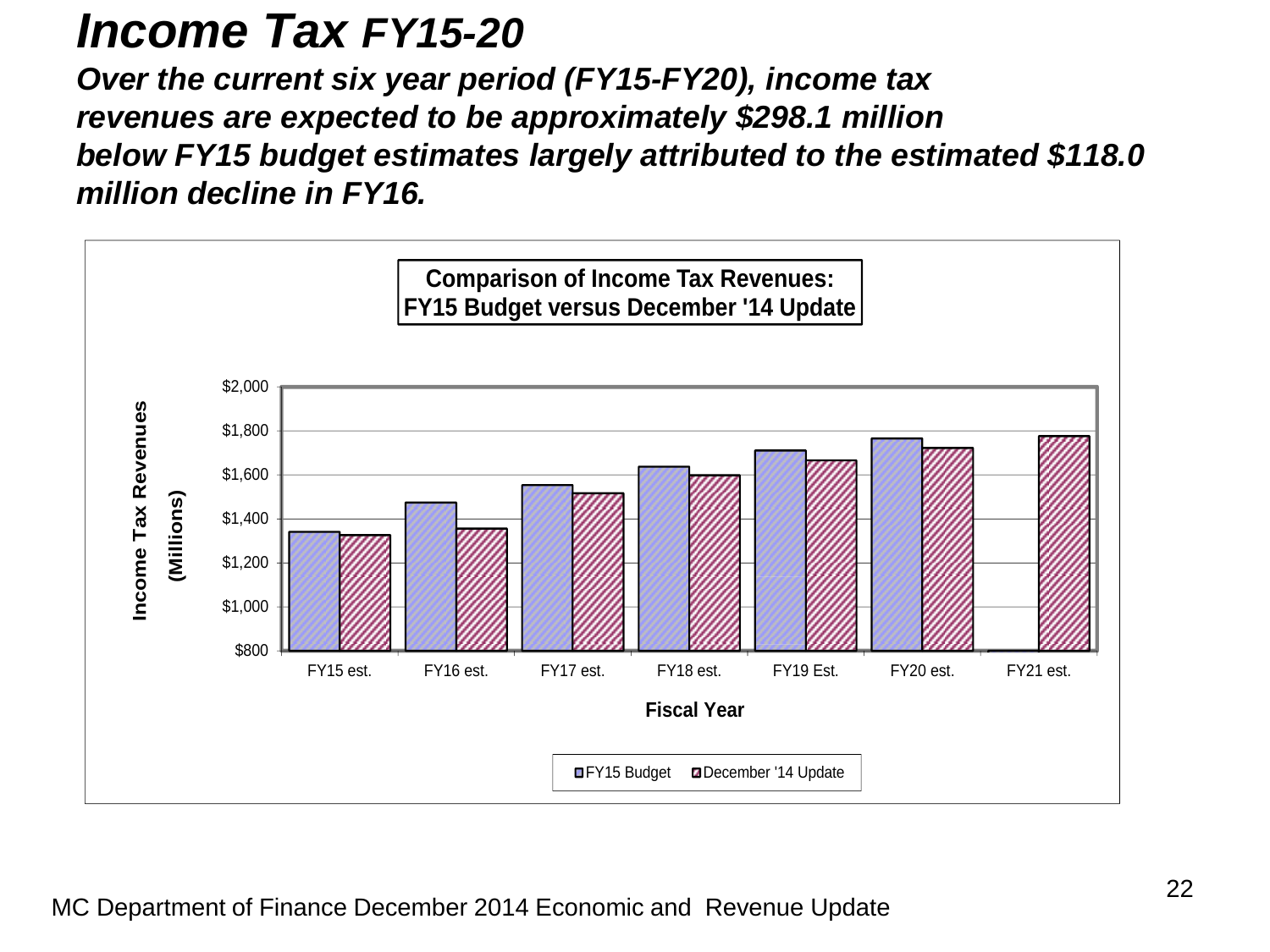# *Income Tax FY15-20*

***Over the current six year period (FY15-FY20), income tax revenues are expected to be approximately $298.1 million below FY15 budget estimates largely attributed to the estimated $118.0 million decline in FY16.***

Comparison of Income Tax Revenues:
FY15 Budget versus December '14 Update

Income Tax Revenues (Millions)

$2,000
$1,800
$1,600
$1,400
$1,200
$1,000
$800

FY15 est.
FY16 est.
FY17 est.
FY18 est.
FY19 Est.
FY20 est.
FY21 est.

Fiscal Year

FY15 Budget
December '14 Update

MC Department of Finance December 2014 Economic and Revenue Update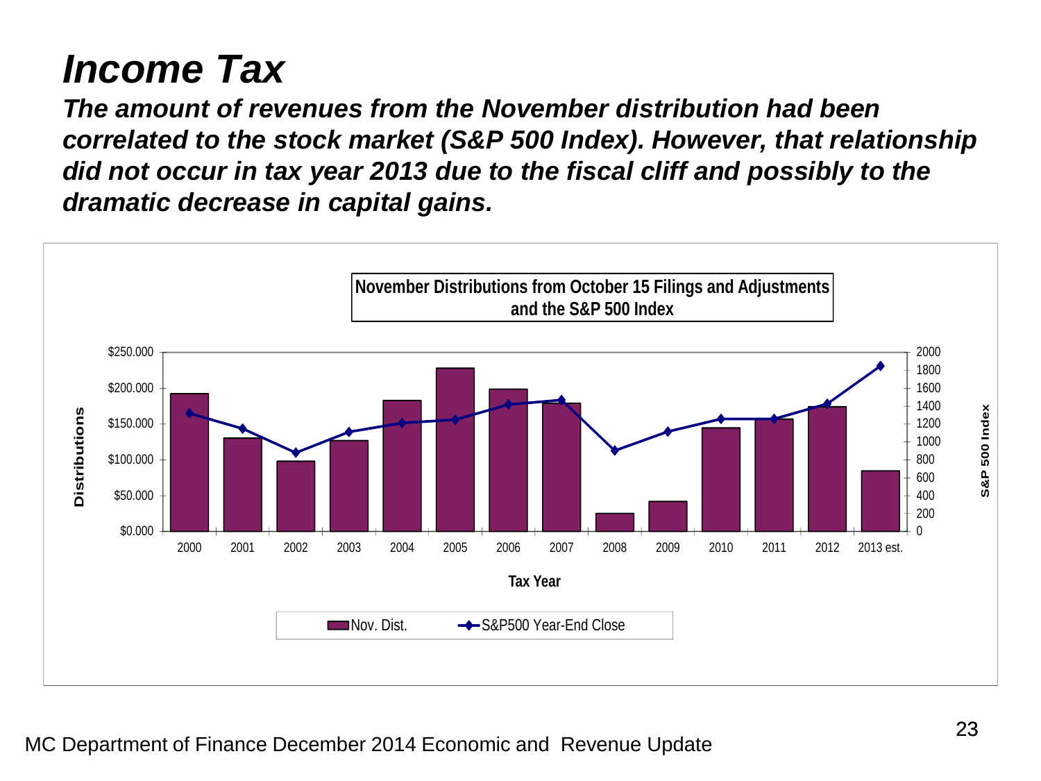# Income Tax

***The amount of revenues from the November distribution had been correlated to the stock market (S&P 500 Index). However, that relationship did not occur in tax year 2013 due to the fiscal cliff and possibly to the dramatic decrease in capital gains.***

November Distributions from October 15 Filings and Adjustments and the S&P 500 Index

Distributions

$250.000
$200.000
$150.000
$100.000
$50.000
$0.000

S&P 500 Index

2000
1800
1600
1400
1200
1000
800
600
400
200
0

2000 2001 2002 2003 2004 2005 2006 2007 2008 2009 2010 2011 2012 2013 est.

Tax Year

Nov. Dist.
S&P500 Year-End Close

MC Department of Finance December 2014 Economic and Revenue Update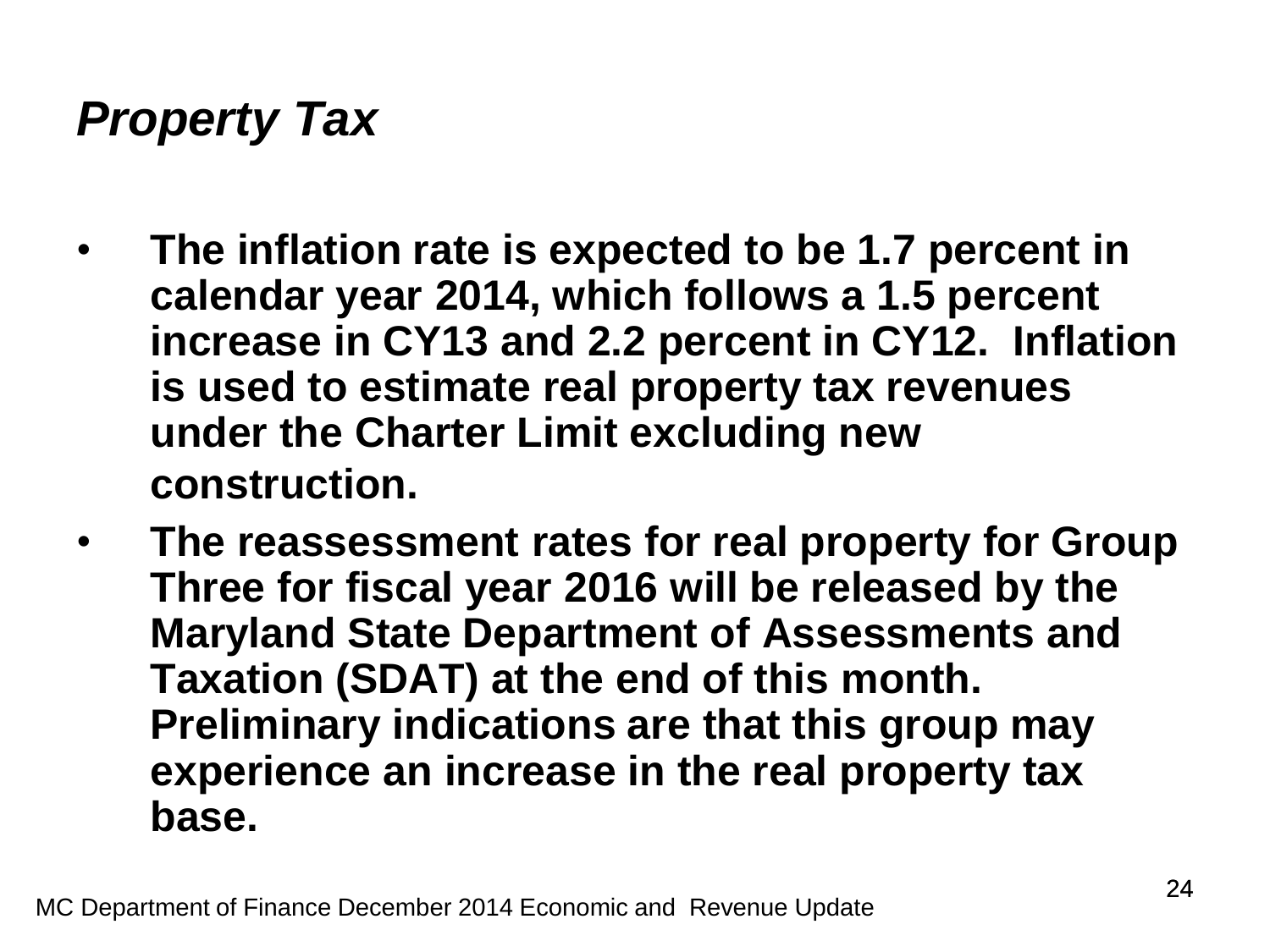## *Property Tax*

- **The inflation rate is expected to be 1.7 percent in calendar year 2014, which follows a 1.5 percent increase in CY13 and 2.2 percent in CY12. Inflation is used to estimate real property tax revenues under the Charter Limit excluding new construction.**
- **The reassessment rates for real property for Group Three for fiscal year 2016 will be released by the Maryland State Department of Assessments and Taxation (SDAT) at the end of this month. Preliminary indications are that this group may experience an increase in the real property tax base.**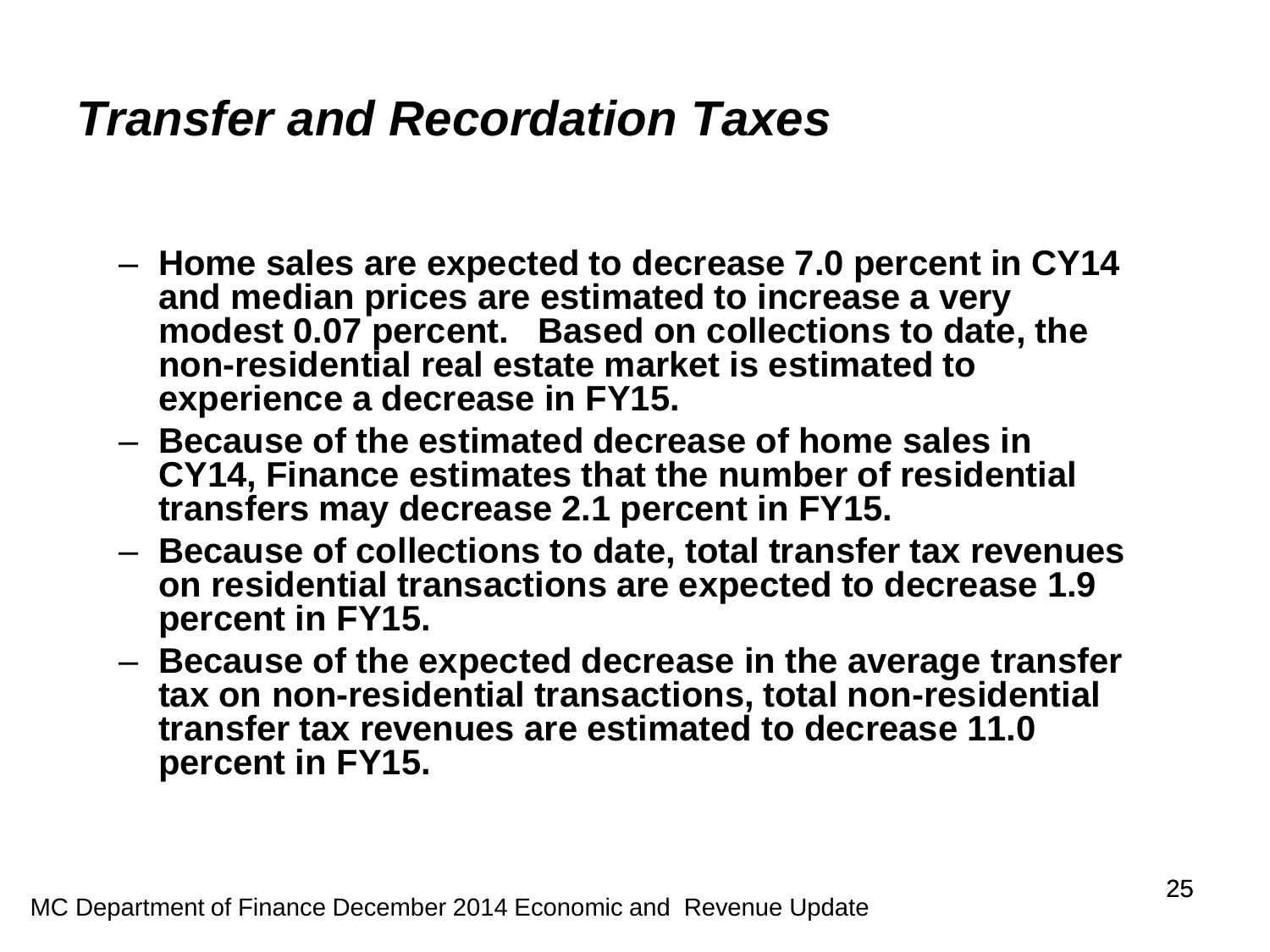# *Transfer and Recordation Taxes*

- **Home sales are expected to decrease 7.0 percent in CY14 and median prices are estimated to increase a very modest 0.07 percent. Based on collections to date, the non-residential real estate market is estimated to experience a decrease in FY15.**
- **Because of the estimated decrease of home sales in CY14, Finance estimates that the number of residential transfers may decrease 2.1 percent in FY15.**
- **Because of collections to date, total transfer tax revenues on residential transactions are expected to decrease 1.9 percent in FY15.**
- **Because of the expected decrease in the average transfer tax on non-residential transactions, total non-residential transfer tax revenues are estimated to decrease 11.0 percent in FY15.**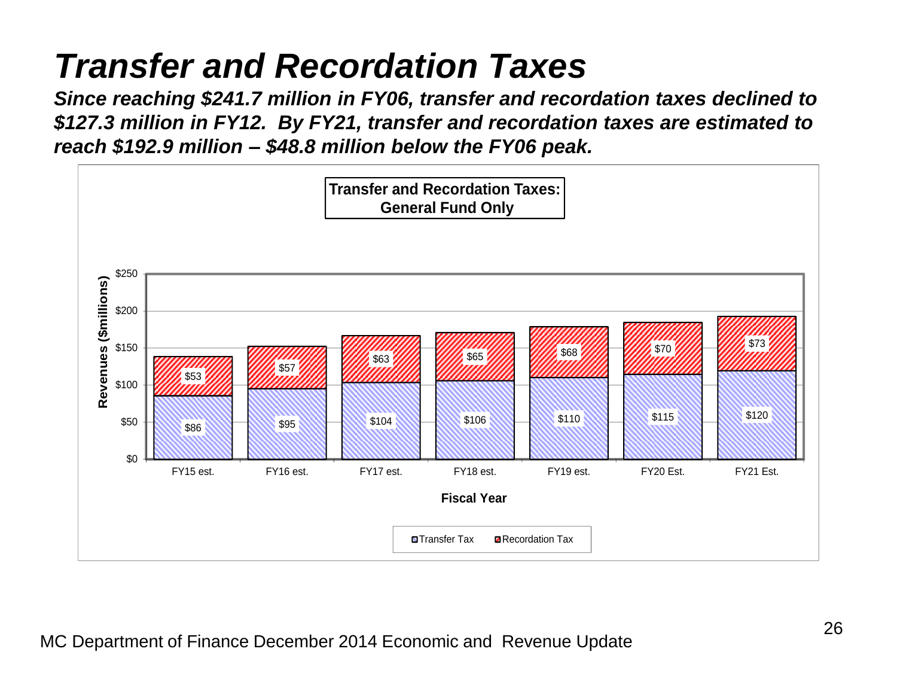# Transfer and Recordation Taxes

***Since reaching $241.7 million in FY06, transfer and recordation taxes declined to $127.3 million in FY12. By FY21, transfer and recordation taxes are estimated to reach $192.9 million – $48.8 million below the FY06 peak.***

**Transfer and Recordation Taxes: General Fund Only**

Revenues ($millions)

$250
$200
$150
$100
$50
$0

FY15 est.: $86 Transfer Tax, $53 Recordation Tax
FY16 est.: $95 Transfer Tax, $57 Recordation Tax
FY17 est.: $104 Transfer Tax, $63 Recordation Tax
FY18 est.: $106 Transfer Tax, $65 Recordation Tax
FY19 est.: $110 Transfer Tax, $68 Recordation Tax
FY20 Est.: $115 Transfer Tax, $70 Recordation Tax
FY21 Est.: $120 Transfer Tax, $73 Recordation Tax

Fiscal Year

Transfer Tax | Recordation Tax

MC Department of Finance December 2014 Economic and Revenue Update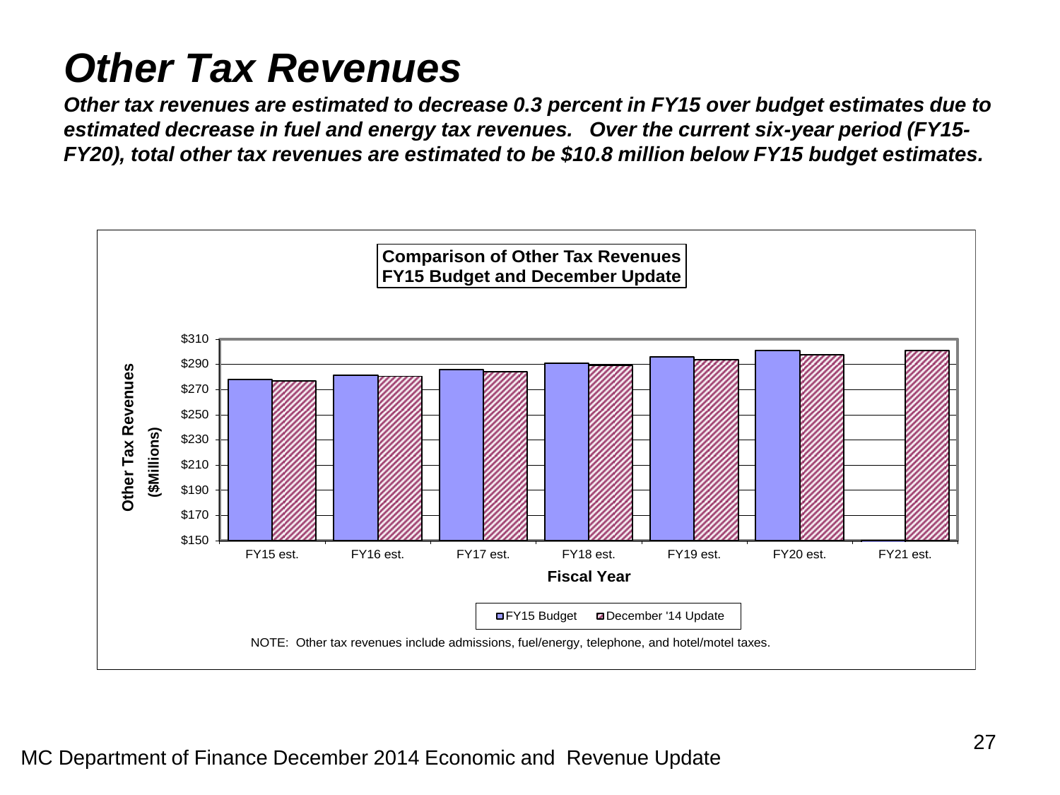# Other Tax Revenues

***Other tax revenues are estimated to decrease 0.3 percent in FY15 over budget estimates due to estimated decrease in fuel and energy tax revenues. Over the current six-year period (FY15-FY20), total other tax revenues are estimated to be $10.8 million below FY15 budget estimates.***

**Comparison of Other Tax Revenues**
**FY15 Budget and December Update**

**Other Tax Revenues**
**($Millions)**

$310
$290
$270
$250
$230
$210
$190
$170
$150

FY15 est.
FY16 est.
FY17 est.
FY18 est.
FY19 est.
FY20 est.
FY21 est.

**Fiscal Year**

FY15 Budget
December '14 Update

NOTE: Other tax revenues include admissions, fuel/energy, telephone, and hotel/motel taxes.

MC Department of Finance December 2014 Economic and Revenue Update